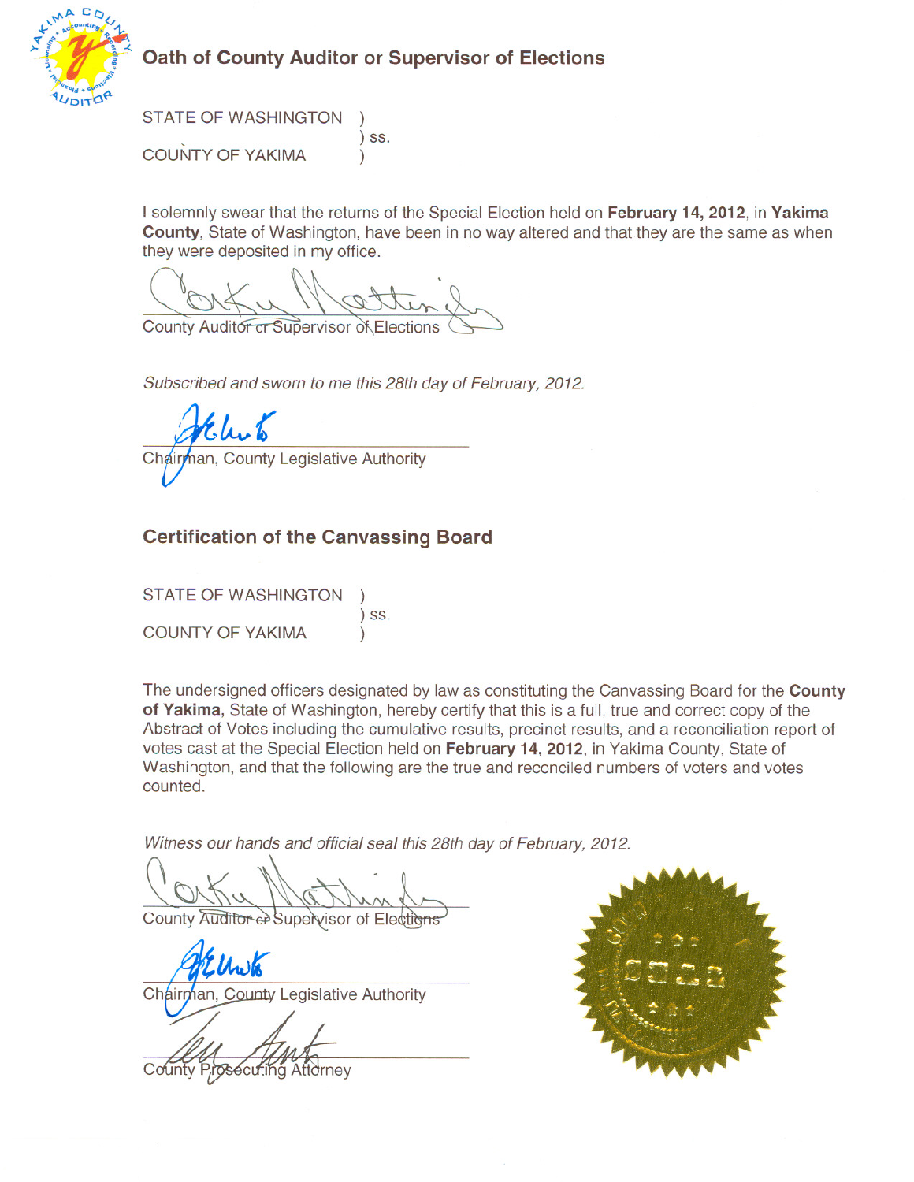## Oath of County Auditor or Supervisor of Elections

STATE OF WASHINGTON )
) ss.
COUNTY OF YAKIMA )

I solemnly swear that the returns of the Special Election held on **February 14, 2012**, in **Yakima County**, State of Washington, have been in no way altered and that they are the same as when they were deposited in my office.

County Auditor or Supervisor of Elections

*Subscribed and sworn to me this 28th day of February, 2012.*

Chairman, County Legislative Authority

## Certification of the Canvassing Board

STATE OF WASHINGTON )
) ss.
COUNTY OF YAKIMA )

The undersigned officers designated by law as constituting the Canvassing Board for the **County of Yakima**, State of Washington, hereby certify that this is a full, true and correct copy of the Abstract of Votes including the cumulative results, precinct results, and a reconciliation report of votes cast at the Special Election held on **February 14, 2012**, in Yakima County, State of Washington, and that the following are the true and reconciled numbers of voters and votes counted.

*Witness our hands and official seal this 28th day of February, 2012.*

County Auditor or Supervisor of Elections

Chairman, County Legislative Authority

County Prosecuting Attorney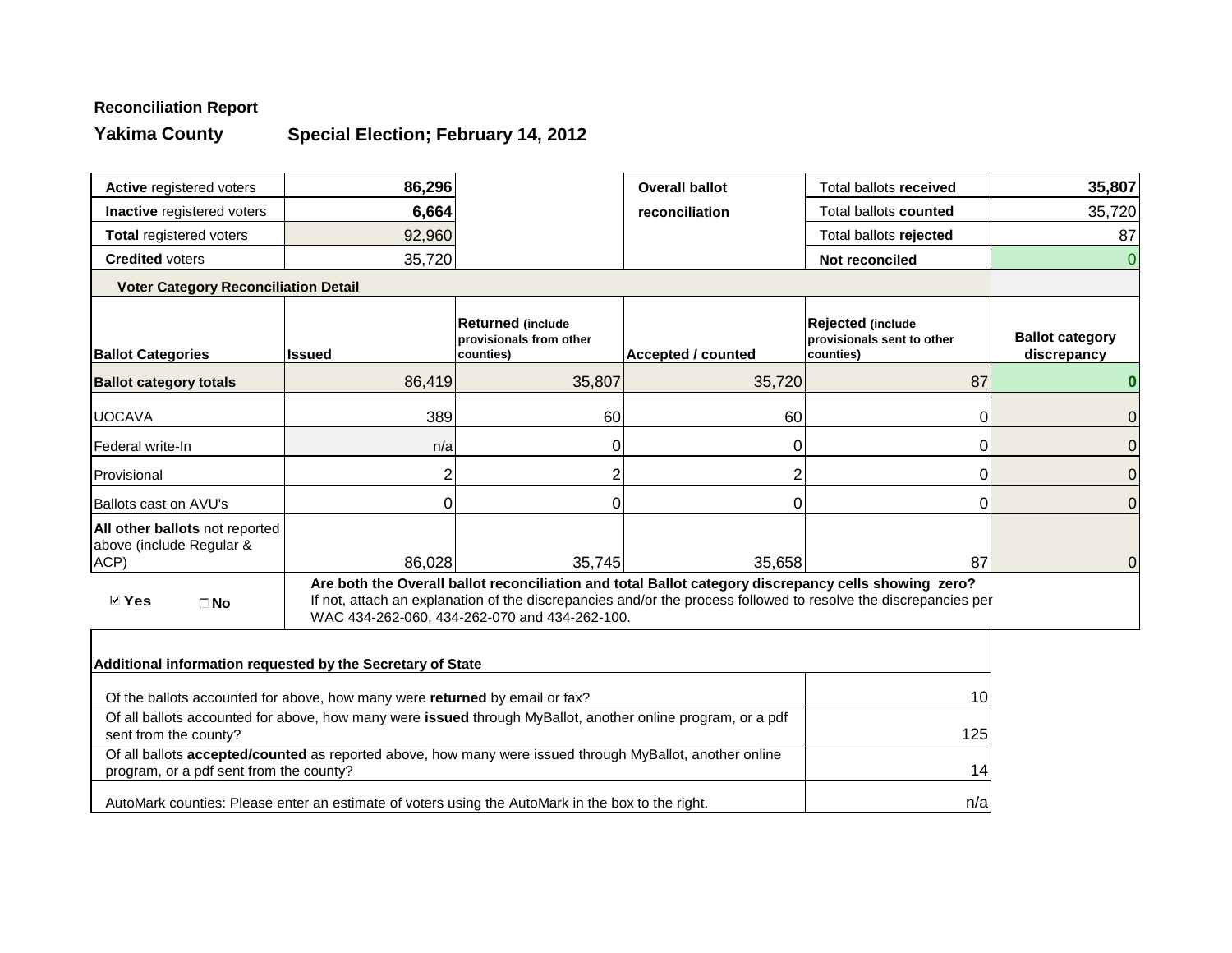**Reconciliation Report**

**Yakima County** **Special Election; February 14, 2012**

| | | | | | |
|---|---|---|---|---|---|
| **Active** registered voters | **86,296** | | **Overall ballot reconciliation** | Total ballots **received** | **35,807** |
| **Inactive** registered voters | **6,664** | | | Total ballots **counted** | 35,720 |
| **Total** registered voters | 92,960 | | | Total ballots **rejected** | 87 |
| **Credited** voters | 35,720 | | | **Not reconciled** | 0 |

**Voter Category Reconciliation Detail**

| **Ballot Categories** | **Issued** | **Returned** (include provisionals from other counties) | **Accepted / counted** | **Rejected** (include provisionals sent to other counties) | **Ballot category discrepancy** |
|---|---|---|---|---|---|
| **Ballot category totals** | 86,419 | 35,807 | 35,720 | 87 | **0** |
| UOCAVA | 389 | 60 | 60 | 0 | 0 |
| Federal write-In | n/a | 0 | 0 | 0 | 0 |
| Provisional | 2 | 2 | 2 | 0 | 0 |
| Ballots cast on AVU's | 0 | 0 | 0 | 0 | 0 |
| **All other ballots** not reported above (include Regular & ACP) | 86,028 | 35,745 | 35,658 | 87 | 0 |

☑ **Yes** ☐ **No**

**Are both the Overall ballot reconciliation and total Ballot category discrepancy cells showing zero?**
If not, attach an explanation of the discrepancies and/or the process followed to resolve the discrepancies per WAC 434-262-060, 434-262-070 and 434-262-100.

**Additional information requested by the Secretary of State**

| | |
|---|---|
| Of the ballots accounted for above, how many were **returned** by email or fax? | 10 |
| Of all ballots accounted for above, how many were **issued** through MyBallot, another online program, or a pdf sent from the county? | 125 |
| Of all ballots **accepted/counted** as reported above, how many were issued through MyBallot, another online program, or a pdf sent from the county? | 14 |
| AutoMark counties: Please enter an estimate of voters using the AutoMark in the box to the right. | n/a |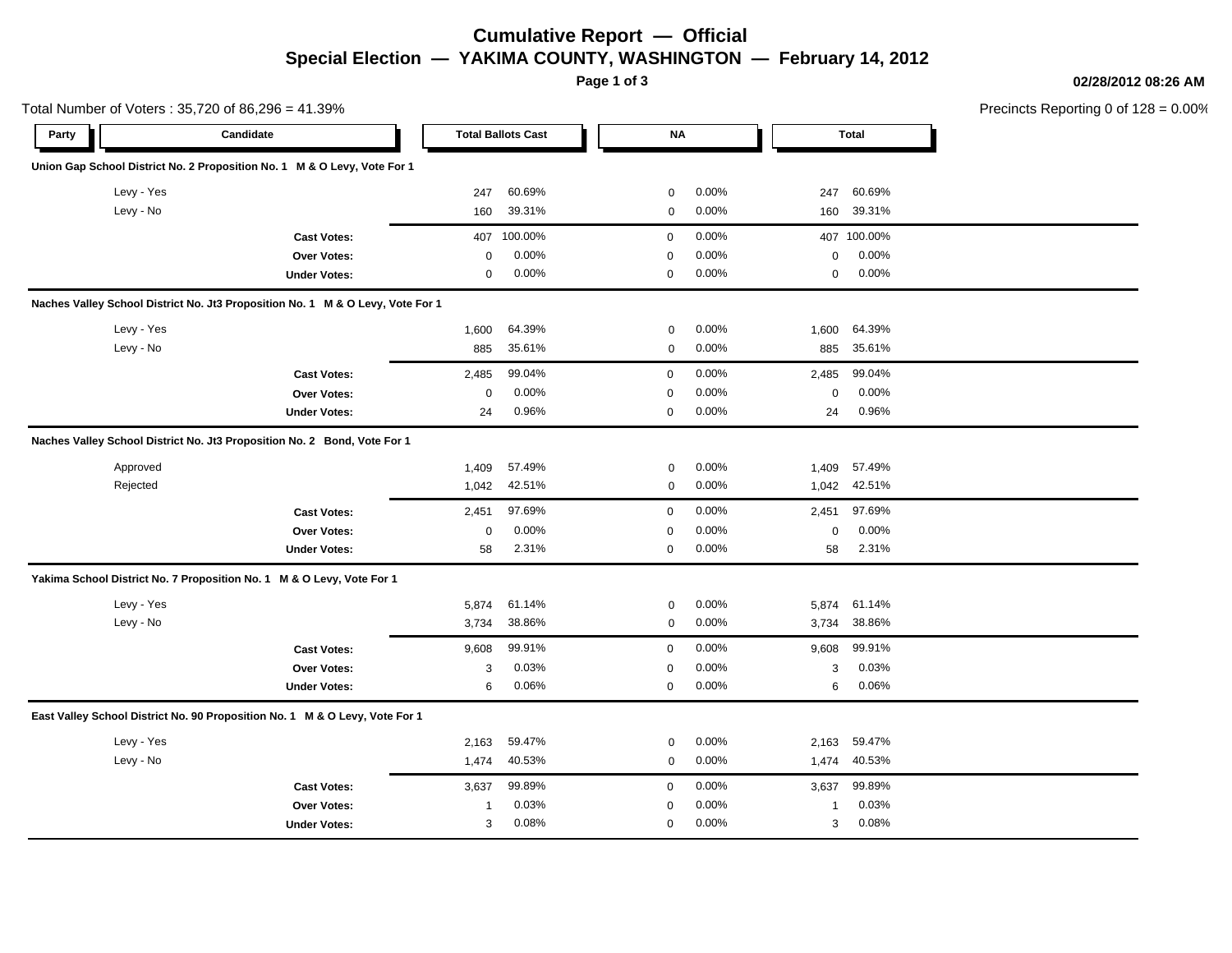# Cumulative Report — Official

## Special Election — YAKIMA COUNTY, WASHINGTON — February 14, 2012

02/28/2012 08:26 AM

Total Number of Voters : 35,720 of 86,296 = 41.39%

Precincts Reporting 0 of 128 = 0.00%

| Party | Candidate | Total Ballots Cast | | NA | | Total | |
|---|---|---|---|---|---|---|---|
| **Union Gap School District No. 2 Proposition No. 1 M & O Levy, Vote For 1** | | | | | | | |
| | Levy - Yes | 247 | 60.69% | 0 | 0.00% | 247 | 60.69% |
| | Levy - No | 160 | 39.31% | 0 | 0.00% | 160 | 39.31% |
| | **Cast Votes:** | 407 | 100.00% | 0 | 0.00% | 407 | 100.00% |
| | **Over Votes:** | 0 | 0.00% | 0 | 0.00% | 0 | 0.00% |
| | **Under Votes:** | 0 | 0.00% | 0 | 0.00% | 0 | 0.00% |
| **Naches Valley School District No. Jt3 Proposition No. 1 M & O Levy, Vote For 1** | | | | | | | |
| | Levy - Yes | 1,600 | 64.39% | 0 | 0.00% | 1,600 | 64.39% |
| | Levy - No | 885 | 35.61% | 0 | 0.00% | 885 | 35.61% |
| | **Cast Votes:** | 2,485 | 99.04% | 0 | 0.00% | 2,485 | 99.04% |
| | **Over Votes:** | 0 | 0.00% | 0 | 0.00% | 0 | 0.00% |
| | **Under Votes:** | 24 | 0.96% | 0 | 0.00% | 24 | 0.96% |
| **Naches Valley School District No. Jt3 Proposition No. 2 Bond, Vote For 1** | | | | | | | |
| | Approved | 1,409 | 57.49% | 0 | 0.00% | 1,409 | 57.49% |
| | Rejected | 1,042 | 42.51% | 0 | 0.00% | 1,042 | 42.51% |
| | **Cast Votes:** | 2,451 | 97.69% | 0 | 0.00% | 2,451 | 97.69% |
| | **Over Votes:** | 0 | 0.00% | 0 | 0.00% | 0 | 0.00% |
| | **Under Votes:** | 58 | 2.31% | 0 | 0.00% | 58 | 2.31% |
| **Yakima School District No. 7 Proposition No. 1 M & O Levy, Vote For 1** | | | | | | | |
| | Levy - Yes | 5,874 | 61.14% | 0 | 0.00% | 5,874 | 61.14% |
| | Levy - No | 3,734 | 38.86% | 0 | 0.00% | 3,734 | 38.86% |
| | **Cast Votes:** | 9,608 | 99.91% | 0 | 0.00% | 9,608 | 99.91% |
| | **Over Votes:** | 3 | 0.03% | 0 | 0.00% | 3 | 0.03% |
| | **Under Votes:** | 6 | 0.06% | 0 | 0.00% | 6 | 0.06% |
| **East Valley School District No. 90 Proposition No. 1 M & O Levy, Vote For 1** | | | | | | | |
| | Levy - Yes | 2,163 | 59.47% | 0 | 0.00% | 2,163 | 59.47% |
| | Levy - No | 1,474 | 40.53% | 0 | 0.00% | 1,474 | 40.53% |
| | **Cast Votes:** | 3,637 | 99.89% | 0 | 0.00% | 3,637 | 99.89% |
| | **Over Votes:** | 1 | 0.03% | 0 | 0.00% | 1 | 0.03% |
| | **Under Votes:** | 3 | 0.08% | 0 | 0.00% | 3 | 0.08% |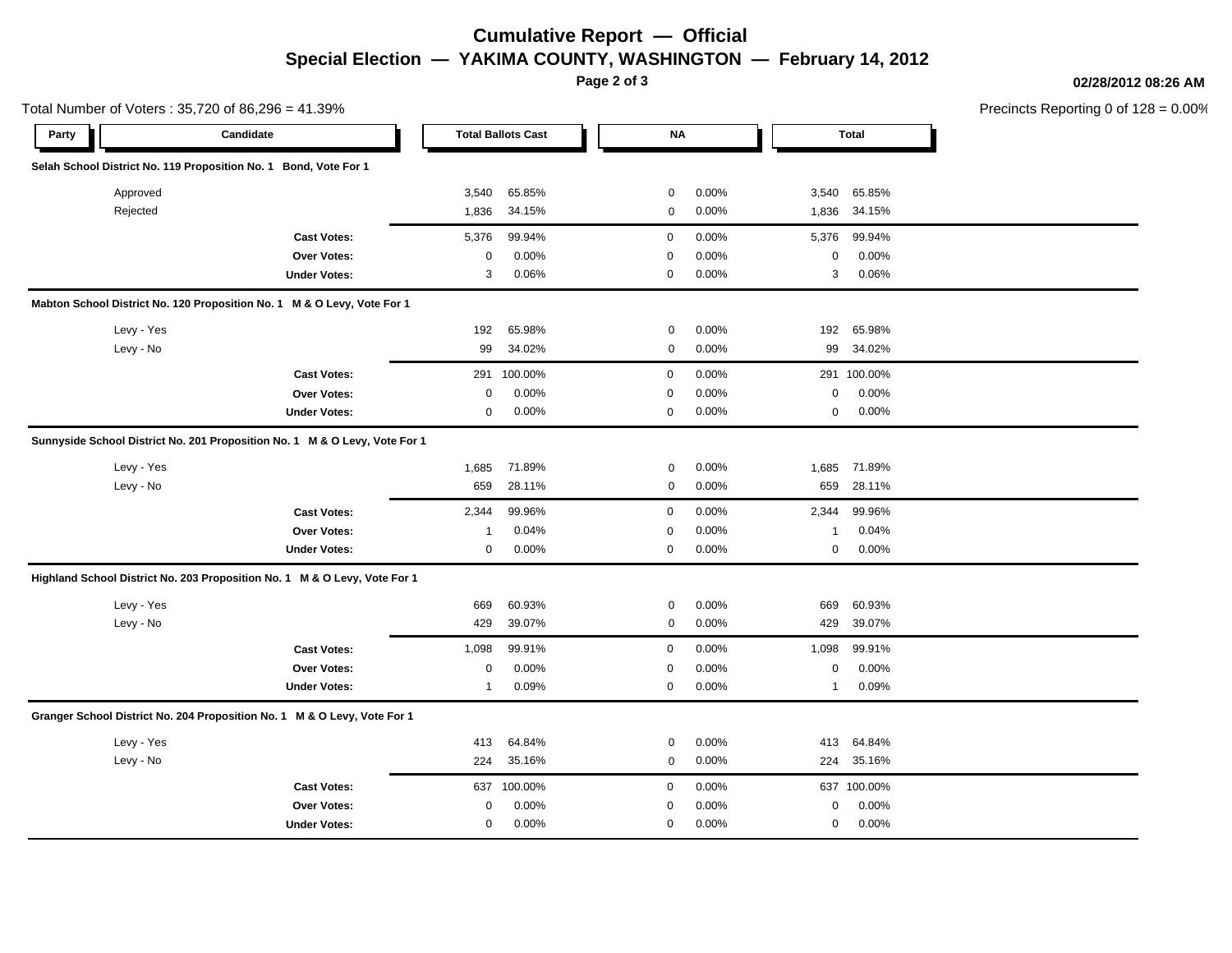# Cumulative Report — Official

## Special Election — YAKIMA COUNTY, WASHINGTON — February 14, 2012

02/28/2012 08:26 AM

Total Number of Voters : 35,720 of 86,296 = 41.39%

Precincts Reporting 0 of 128 = 0.00%

| Party | Candidate | Total Ballots Cast | | NA | | Total | |
|---|---|---|---|---|---|---|---|
| **Selah School District No. 119 Proposition No. 1 Bond, Vote For 1** | | | | | | | |
| | Approved | 3,540 | 65.85% | 0 | 0.00% | 3,540 | 65.85% |
| | Rejected | 1,836 | 34.15% | 0 | 0.00% | 1,836 | 34.15% |
| | **Cast Votes:** | 5,376 | 99.94% | 0 | 0.00% | 5,376 | 99.94% |
| | **Over Votes:** | 0 | 0.00% | 0 | 0.00% | 0 | 0.00% |
| | **Under Votes:** | 3 | 0.06% | 0 | 0.00% | 3 | 0.06% |
| **Mabton School District No. 120 Proposition No. 1 M & O Levy, Vote For 1** | | | | | | | |
| | Levy - Yes | 192 | 65.98% | 0 | 0.00% | 192 | 65.98% |
| | Levy - No | 99 | 34.02% | 0 | 0.00% | 99 | 34.02% |
| | **Cast Votes:** | 291 | 100.00% | 0 | 0.00% | 291 | 100.00% |
| | **Over Votes:** | 0 | 0.00% | 0 | 0.00% | 0 | 0.00% |
| | **Under Votes:** | 0 | 0.00% | 0 | 0.00% | 0 | 0.00% |
| **Sunnyside School District No. 201 Proposition No. 1 M & O Levy, Vote For 1** | | | | | | | |
| | Levy - Yes | 1,685 | 71.89% | 0 | 0.00% | 1,685 | 71.89% |
| | Levy - No | 659 | 28.11% | 0 | 0.00% | 659 | 28.11% |
| | **Cast Votes:** | 2,344 | 99.96% | 0 | 0.00% | 2,344 | 99.96% |
| | **Over Votes:** | 1 | 0.04% | 0 | 0.00% | 1 | 0.04% |
| | **Under Votes:** | 0 | 0.00% | 0 | 0.00% | 0 | 0.00% |
| **Highland School District No. 203 Proposition No. 1 M & O Levy, Vote For 1** | | | | | | | |
| | Levy - Yes | 669 | 60.93% | 0 | 0.00% | 669 | 60.93% |
| | Levy - No | 429 | 39.07% | 0 | 0.00% | 429 | 39.07% |
| | **Cast Votes:** | 1,098 | 99.91% | 0 | 0.00% | 1,098 | 99.91% |
| | **Over Votes:** | 0 | 0.00% | 0 | 0.00% | 0 | 0.00% |
| | **Under Votes:** | 1 | 0.09% | 0 | 0.00% | 1 | 0.09% |
| **Granger School District No. 204 Proposition No. 1 M & O Levy, Vote For 1** | | | | | | | |
| | Levy - Yes | 413 | 64.84% | 0 | 0.00% | 413 | 64.84% |
| | Levy - No | 224 | 35.16% | 0 | 0.00% | 224 | 35.16% |
| | **Cast Votes:** | 637 | 100.00% | 0 | 0.00% | 637 | 100.00% |
| | **Over Votes:** | 0 | 0.00% | 0 | 0.00% | 0 | 0.00% |
| | **Under Votes:** | 0 | 0.00% | 0 | 0.00% | 0 | 0.00% |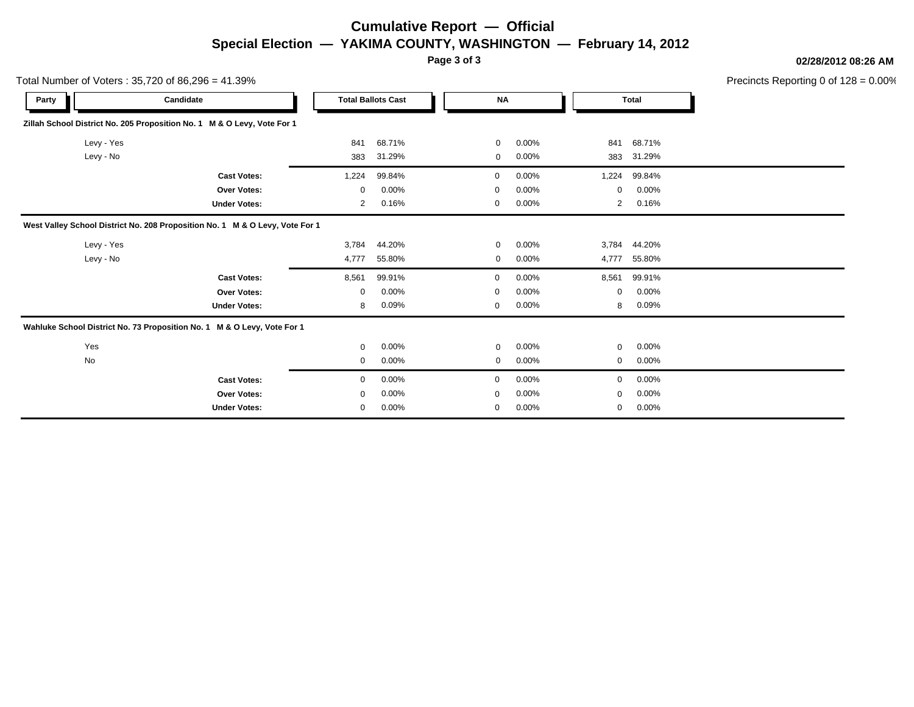# Cumulative Report — Official

## Special Election — YAKIMA COUNTY, WASHINGTON — February 14, 2012

02/28/2012 08:26 AM

Total Number of Voters : 35,720 of 86,296 = 41.39%

Precincts Reporting 0 of 128 = 0.00%

| Party | Candidate | Total Ballots Cast | | NA | | Total | |
|---|---|---|---|---|---|---|---|
| **Zillah School District No. 205 Proposition No. 1 M & O Levy, Vote For 1** | | | | | | | |
| | Levy - Yes | 841 | 68.71% | 0 | 0.00% | 841 | 68.71% |
| | Levy - No | 383 | 31.29% | 0 | 0.00% | 383 | 31.29% |
| | **Cast Votes:** | 1,224 | 99.84% | 0 | 0.00% | 1,224 | 99.84% |
| | **Over Votes:** | 0 | 0.00% | 0 | 0.00% | 0 | 0.00% |
| | **Under Votes:** | 2 | 0.16% | 0 | 0.00% | 2 | 0.16% |
| **West Valley School District No. 208 Proposition No. 1 M & O Levy, Vote For 1** | | | | | | | |
| | Levy - Yes | 3,784 | 44.20% | 0 | 0.00% | 3,784 | 44.20% |
| | Levy - No | 4,777 | 55.80% | 0 | 0.00% | 4,777 | 55.80% |
| | **Cast Votes:** | 8,561 | 99.91% | 0 | 0.00% | 8,561 | 99.91% |
| | **Over Votes:** | 0 | 0.00% | 0 | 0.00% | 0 | 0.00% |
| | **Under Votes:** | 8 | 0.09% | 0 | 0.00% | 8 | 0.09% |
| **Wahluke School District No. 73 Proposition No. 1 M & O Levy, Vote For 1** | | | | | | | |
| | Yes | 0 | 0.00% | 0 | 0.00% | 0 | 0.00% |
| | No | 0 | 0.00% | 0 | 0.00% | 0 | 0.00% |
| | **Cast Votes:** | 0 | 0.00% | 0 | 0.00% | 0 | 0.00% |
| | **Over Votes:** | 0 | 0.00% | 0 | 0.00% | 0 | 0.00% |
| | **Under Votes:** | 0 | 0.00% | 0 | 0.00% | 0 | 0.00% |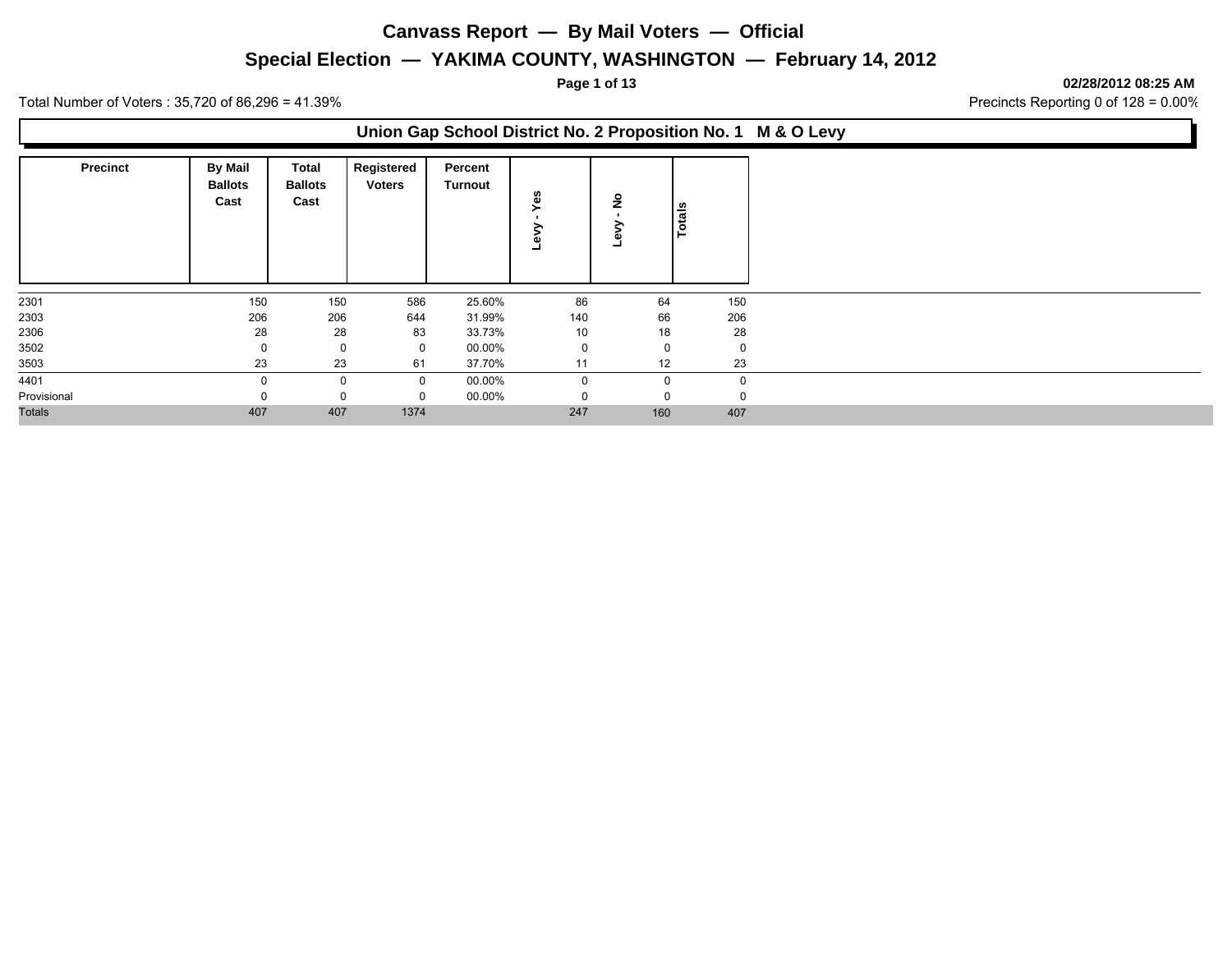# Canvass Report — By Mail Voters — Official

## Special Election — YAKIMA COUNTY, WASHINGTON — February 14, 2012

02/28/2012 08:25 AM

Total Number of Voters : 35,720 of 86,296 = 41.39%

Precincts Reporting 0 of 128 = 0.00%

### Union Gap School District No. 2 Proposition No. 1 M & O Levy

| Precinct | By Mail Ballots Cast | Total Ballots Cast | Registered Voters | Percent Turnout | Levy - Yes | Levy - No | Totals |
|---|---|---|---|---|---|---|---|
| 2301 | 150 | 150 | 586 | 25.60% | 86 | 64 | 150 |
| 2303 | 206 | 206 | 644 | 31.99% | 140 | 66 | 206 |
| 2306 | 28 | 28 | 83 | 33.73% | 10 | 18 | 28 |
| 3502 | 0 | 0 | 0 | 00.00% | 0 | 0 | 0 |
| 3503 | 23 | 23 | 61 | 37.70% | 11 | 12 | 23 |
| 4401 | 0 | 0 | 0 | 00.00% | 0 | 0 | 0 |
| Provisional | 0 | 0 | 0 | 00.00% | 0 | 0 | 0 |
| Totals | 407 | 407 | 1374 | | 247 | 160 | 407 |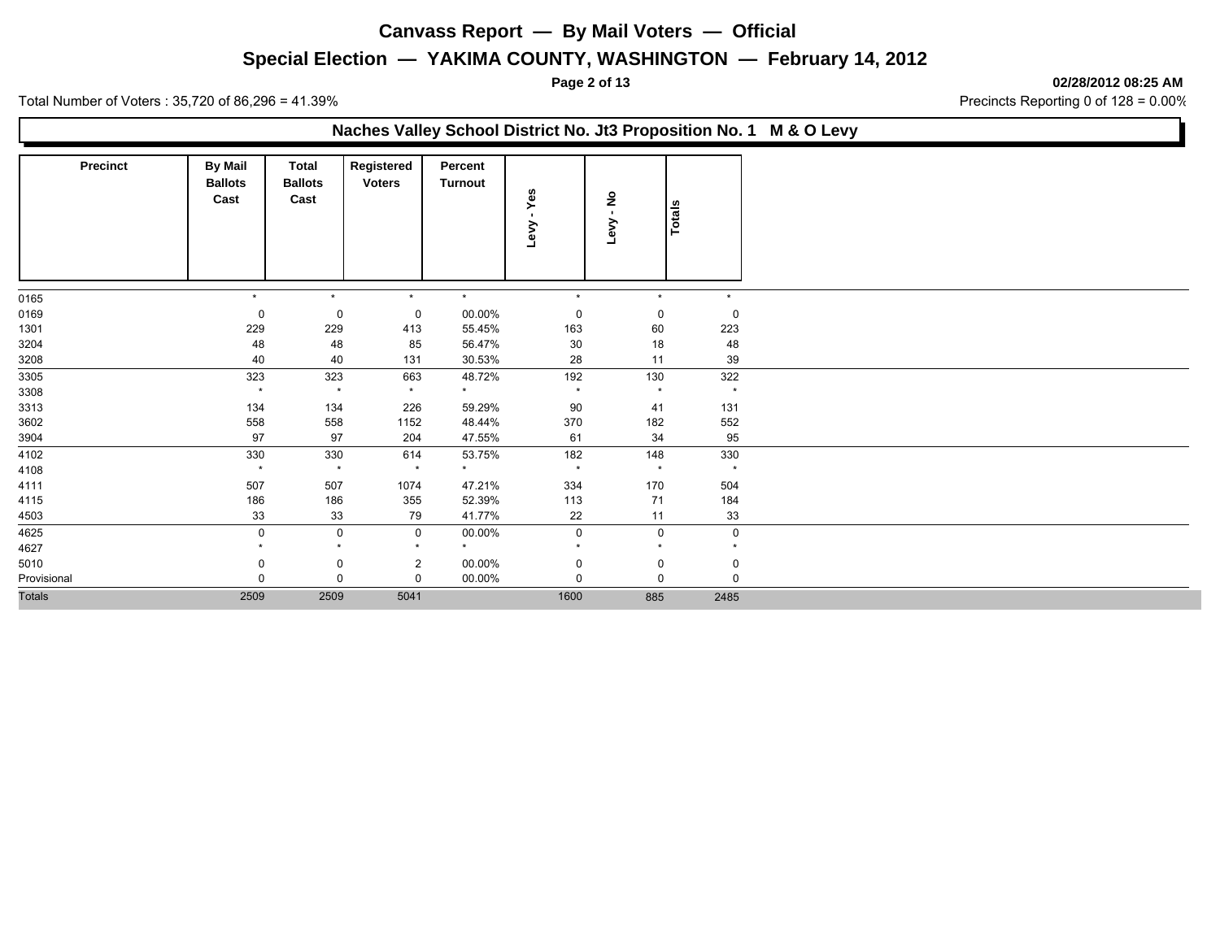# Canvass Report — By Mail Voters — Official

## Special Election — YAKIMA COUNTY, WASHINGTON — February 14, 2012

02/28/2012 08:25 AM

Total Number of Voters : 35,720 of 86,296 = 41.39%

Precincts Reporting 0 of 128 = 0.00%

### Naches Valley School District No. Jt3 Proposition No. 1 M & O Levy

| Precinct | By Mail Ballots Cast | Total Ballots Cast | Registered Voters | Percent Turnout | Levy - Yes | Levy - No | Totals |
|---|---|---|---|---|---|---|---|
| 0165 | * | * | * | * | * | * | * |
| 0169 | 0 | 0 | 0 | 00.00% | 0 | 0 | 0 |
| 1301 | 229 | 229 | 413 | 55.45% | 163 | 60 | 223 |
| 3204 | 48 | 48 | 85 | 56.47% | 30 | 18 | 48 |
| 3208 | 40 | 40 | 131 | 30.53% | 28 | 11 | 39 |
| 3305 | 323 | 323 | 663 | 48.72% | 192 | 130 | 322 |
| 3308 | * | * | * | * | * | * | * |
| 3313 | 134 | 134 | 226 | 59.29% | 90 | 41 | 131 |
| 3602 | 558 | 558 | 1152 | 48.44% | 370 | 182 | 552 |
| 3904 | 97 | 97 | 204 | 47.55% | 61 | 34 | 95 |
| 4102 | 330 | 330 | 614 | 53.75% | 182 | 148 | 330 |
| 4108 | * | * | * | * | * | * | * |
| 4111 | 507 | 507 | 1074 | 47.21% | 334 | 170 | 504 |
| 4115 | 186 | 186 | 355 | 52.39% | 113 | 71 | 184 |
| 4503 | 33 | 33 | 79 | 41.77% | 22 | 11 | 33 |
| 4625 | 0 | 0 | 0 | 00.00% | 0 | 0 | 0 |
| 4627 | * | * | * | * | * | * | * |
| 5010 | 0 | 0 | 2 | 00.00% | 0 | 0 | 0 |
| Provisional | 0 | 0 | 0 | 00.00% | 0 | 0 | 0 |
| Totals | 2509 | 2509 | 5041 | | 1600 | 885 | 2485 |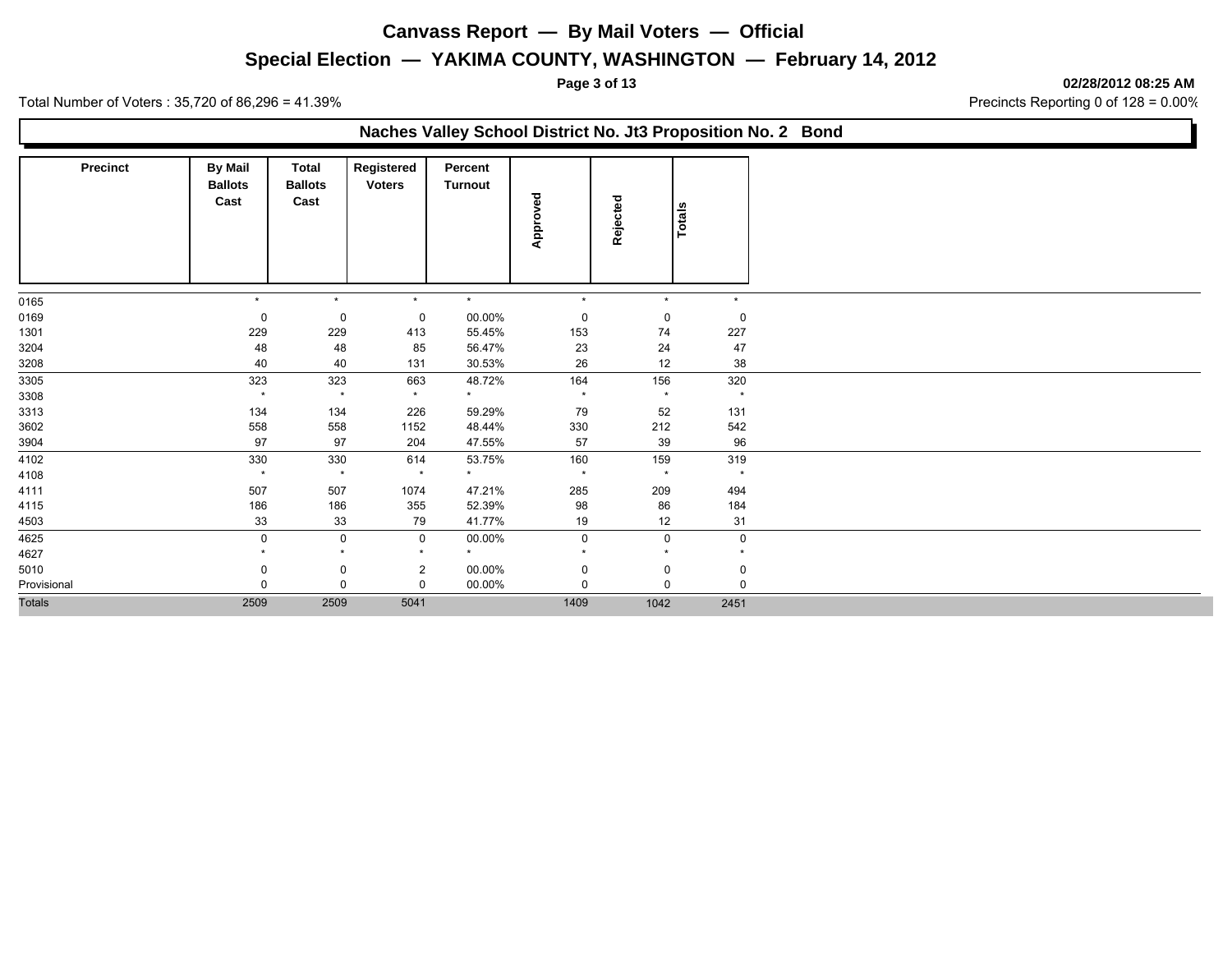# Canvass Report — By Mail Voters — Official

## Special Election — YAKIMA COUNTY, WASHINGTON — February 14, 2012

**02/28/2012 08:25 AM**

Total Number of Voters : 35,720 of 86,296 = 41.39%

Precincts Reporting 0 of 128 = 0.00%

### Naches Valley School District No. Jt3 Proposition No. 2 Bond

| Precinct | By Mail Ballots Cast | Total Ballots Cast | Registered Voters | Percent Turnout | Approved | Rejected | Totals |
|---|---|---|---|---|---|---|---|
| 0165 | * | * | * | * | * | * | * |
| 0169 | 0 | 0 | 0 | 00.00% | 0 | 0 | 0 |
| 1301 | 229 | 229 | 413 | 55.45% | 153 | 74 | 227 |
| 3204 | 48 | 48 | 85 | 56.47% | 23 | 24 | 47 |
| 3208 | 40 | 40 | 131 | 30.53% | 26 | 12 | 38 |
| 3305 | 323 | 323 | 663 | 48.72% | 164 | 156 | 320 |
| 3308 | * | * | * | * | * | * | * |
| 3313 | 134 | 134 | 226 | 59.29% | 79 | 52 | 131 |
| 3602 | 558 | 558 | 1152 | 48.44% | 330 | 212 | 542 |
| 3904 | 97 | 97 | 204 | 47.55% | 57 | 39 | 96 |
| 4102 | 330 | 330 | 614 | 53.75% | 160 | 159 | 319 |
| 4108 | * | * | * | * | * | * | * |
| 4111 | 507 | 507 | 1074 | 47.21% | 285 | 209 | 494 |
| 4115 | 186 | 186 | 355 | 52.39% | 98 | 86 | 184 |
| 4503 | 33 | 33 | 79 | 41.77% | 19 | 12 | 31 |
| 4625 | 0 | 0 | 0 | 00.00% | 0 | 0 | 0 |
| 4627 | * | * | * | * | * | * | * |
| 5010 | 0 | 0 | 2 | 00.00% | 0 | 0 | 0 |
| Provisional | 0 | 0 | 0 | 00.00% | 0 | 0 | 0 |
| Totals | 2509 | 2509 | 5041 | | 1409 | 1042 | 2451 |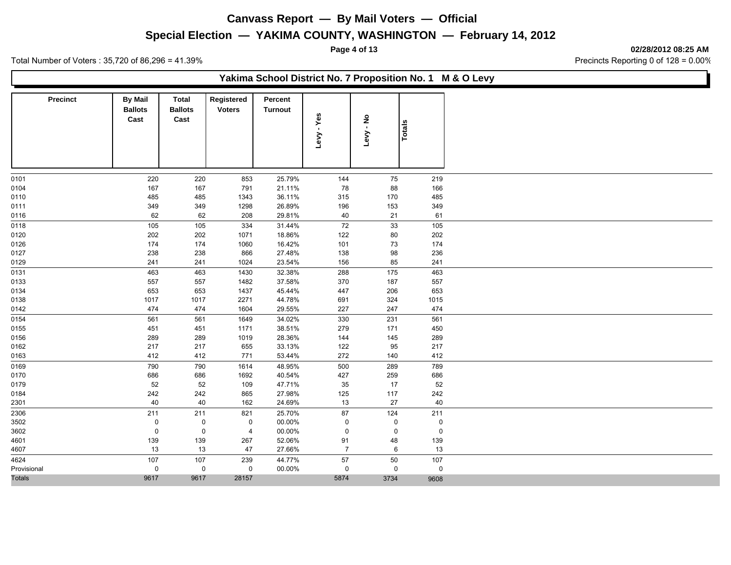# Canvass Report — By Mail Voters — Official

## Special Election — YAKIMA COUNTY, WASHINGTON — February 14, 2012

02/28/2012 08:25 AM

Total Number of Voters : 35,720 of 86,296 = 41.39%

Precincts Reporting 0 of 128 = 0.00%

### Yakima School District No. 7 Proposition No. 1 M & O Levy

| Precinct | By Mail Ballots Cast | Total Ballots Cast | Registered Voters | Percent Turnout | Levy - Yes | Levy - No | Totals |
|---|---|---|---|---|---|---|---|
| 0101 | 220 | 220 | 853 | 25.79% | 144 | 75 | 219 |
| 0104 | 167 | 167 | 791 | 21.11% | 78 | 88 | 166 |
| 0110 | 485 | 485 | 1343 | 36.11% | 315 | 170 | 485 |
| 0111 | 349 | 349 | 1298 | 26.89% | 196 | 153 | 349 |
| 0116 | 62 | 62 | 208 | 29.81% | 40 | 21 | 61 |
| 0118 | 105 | 105 | 334 | 31.44% | 72 | 33 | 105 |
| 0120 | 202 | 202 | 1071 | 18.86% | 122 | 80 | 202 |
| 0126 | 174 | 174 | 1060 | 16.42% | 101 | 73 | 174 |
| 0127 | 238 | 238 | 866 | 27.48% | 138 | 98 | 236 |
| 0129 | 241 | 241 | 1024 | 23.54% | 156 | 85 | 241 |
| 0131 | 463 | 463 | 1430 | 32.38% | 288 | 175 | 463 |
| 0133 | 557 | 557 | 1482 | 37.58% | 370 | 187 | 557 |
| 0134 | 653 | 653 | 1437 | 45.44% | 447 | 206 | 653 |
| 0138 | 1017 | 1017 | 2271 | 44.78% | 691 | 324 | 1015 |
| 0142 | 474 | 474 | 1604 | 29.55% | 227 | 247 | 474 |
| 0154 | 561 | 561 | 1649 | 34.02% | 330 | 231 | 561 |
| 0155 | 451 | 451 | 1171 | 38.51% | 279 | 171 | 450 |
| 0156 | 289 | 289 | 1019 | 28.36% | 144 | 145 | 289 |
| 0162 | 217 | 217 | 655 | 33.13% | 122 | 95 | 217 |
| 0163 | 412 | 412 | 771 | 53.44% | 272 | 140 | 412 |
| 0169 | 790 | 790 | 1614 | 48.95% | 500 | 289 | 789 |
| 0170 | 686 | 686 | 1692 | 40.54% | 427 | 259 | 686 |
| 0179 | 52 | 52 | 109 | 47.71% | 35 | 17 | 52 |
| 0184 | 242 | 242 | 865 | 27.98% | 125 | 117 | 242 |
| 2301 | 40 | 40 | 162 | 24.69% | 13 | 27 | 40 |
| 2306 | 211 | 211 | 821 | 25.70% | 87 | 124 | 211 |
| 3502 | 0 | 0 | 0 | 00.00% | 0 | 0 | 0 |
| 3602 | 0 | 0 | 4 | 00.00% | 0 | 0 | 0 |
| 4601 | 139 | 139 | 267 | 52.06% | 91 | 48 | 139 |
| 4607 | 13 | 13 | 47 | 27.66% | 7 | 6 | 13 |
| 4624 | 107 | 107 | 239 | 44.77% | 57 | 50 | 107 |
| Provisional | 0 | 0 | 0 | 00.00% | 0 | 0 | 0 |
| Totals | 9617 | 9617 | 28157 | | 5874 | 3734 | 9608 |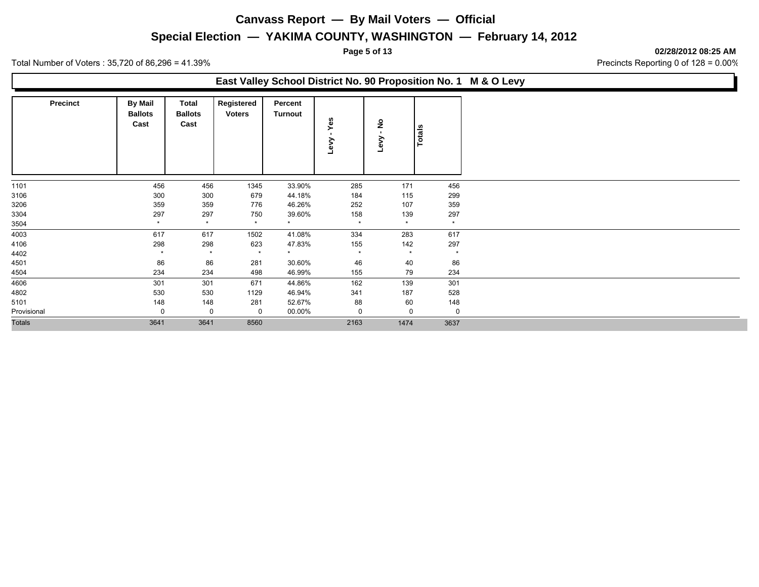# Canvass Report — By Mail Voters — Official

## Special Election — YAKIMA COUNTY, WASHINGTON — February 14, 2012

02/28/2012 08:25 AM

Total Number of Voters : 35,720 of 86,296 = 41.39%

Precincts Reporting 0 of 128 = 0.00%

### East Valley School District No. 90 Proposition No. 1 M & O Levy

| Precinct | By Mail Ballots Cast | Total Ballots Cast | Registered Voters | Percent Turnout | Levy - Yes | Levy - No | Totals |
|---|---|---|---|---|---|---|---|
| 1101 | 456 | 456 | 1345 | 33.90% | 285 | 171 | 456 |
| 3106 | 300 | 300 | 679 | 44.18% | 184 | 115 | 299 |
| 3206 | 359 | 359 | 776 | 46.26% | 252 | 107 | 359 |
| 3304 | 297 | 297 | 750 | 39.60% | 158 | 139 | 297 |
| 3504 | * | * | * | * | * | * | * |
| 4003 | 617 | 617 | 1502 | 41.08% | 334 | 283 | 617 |
| 4106 | 298 | 298 | 623 | 47.83% | 155 | 142 | 297 |
| 4402 | * | * | * | * | * | * | * |
| 4501 | 86 | 86 | 281 | 30.60% | 46 | 40 | 86 |
| 4504 | 234 | 234 | 498 | 46.99% | 155 | 79 | 234 |
| 4606 | 301 | 301 | 671 | 44.86% | 162 | 139 | 301 |
| 4802 | 530 | 530 | 1129 | 46.94% | 341 | 187 | 528 |
| 5101 | 148 | 148 | 281 | 52.67% | 88 | 60 | 148 |
| Provisional | 0 | 0 | 0 | 00.00% | 0 | 0 | 0 |
| Totals | 3641 | 3641 | 8560 | | 2163 | 1474 | 3637 |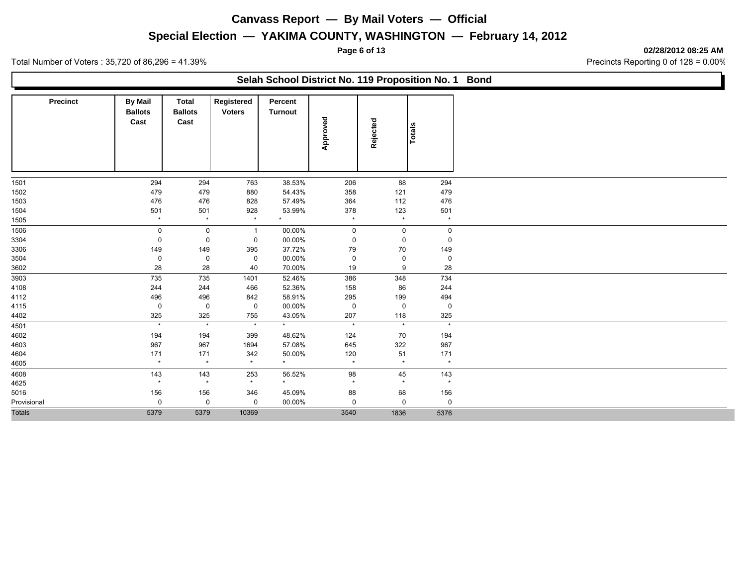# Canvass Report — By Mail Voters — Official

## Special Election — YAKIMA COUNTY, WASHINGTON — February 14, 2012

**02/28/2012 08:25 AM**

Total Number of Voters : 35,720 of 86,296 = 41.39%

Precincts Reporting 0 of 128 = 0.00%

### Selah School District No. 119 Proposition No. 1 Bond

| Precinct | By Mail Ballots Cast | Total Ballots Cast | Registered Voters | Percent Turnout | Approved | Rejected | Totals |
|---|---|---|---|---|---|---|---|
| 1501 | 294 | 294 | 763 | 38.53% | 206 | 88 | 294 |
| 1502 | 479 | 479 | 880 | 54.43% | 358 | 121 | 479 |
| 1503 | 476 | 476 | 828 | 57.49% | 364 | 112 | 476 |
| 1504 | 501 | 501 | 928 | 53.99% | 378 | 123 | 501 |
| 1505 | * | * | * | * | * | * | * |
| 1506 | 0 | 0 | 1 | 00.00% | 0 | 0 | 0 |
| 3304 | 0 | 0 | 0 | 00.00% | 0 | 0 | 0 |
| 3306 | 149 | 149 | 395 | 37.72% | 79 | 70 | 149 |
| 3504 | 0 | 0 | 0 | 00.00% | 0 | 0 | 0 |
| 3602 | 28 | 28 | 40 | 70.00% | 19 | 9 | 28 |
| 3903 | 735 | 735 | 1401 | 52.46% | 386 | 348 | 734 |
| 4108 | 244 | 244 | 466 | 52.36% | 158 | 86 | 244 |
| 4112 | 496 | 496 | 842 | 58.91% | 295 | 199 | 494 |
| 4115 | 0 | 0 | 0 | 00.00% | 0 | 0 | 0 |
| 4402 | 325 | 325 | 755 | 43.05% | 207 | 118 | 325 |
| 4501 | * | * | * | * | * | * | * |
| 4602 | 194 | 194 | 399 | 48.62% | 124 | 70 | 194 |
| 4603 | 967 | 967 | 1694 | 57.08% | 645 | 322 | 967 |
| 4604 | 171 | 171 | 342 | 50.00% | 120 | 51 | 171 |
| 4605 | * | * | * | * | * | * | * |
| 4608 | 143 | 143 | 253 | 56.52% | 98 | 45 | 143 |
| 4625 | * | * | * | * | * | * | * |
| 5016 | 156 | 156 | 346 | 45.09% | 88 | 68 | 156 |
| Provisional | 0 | 0 | 0 | 00.00% | 0 | 0 | 0 |
| Totals | 5379 | 5379 | 10369 | | 3540 | 1836 | 5376 |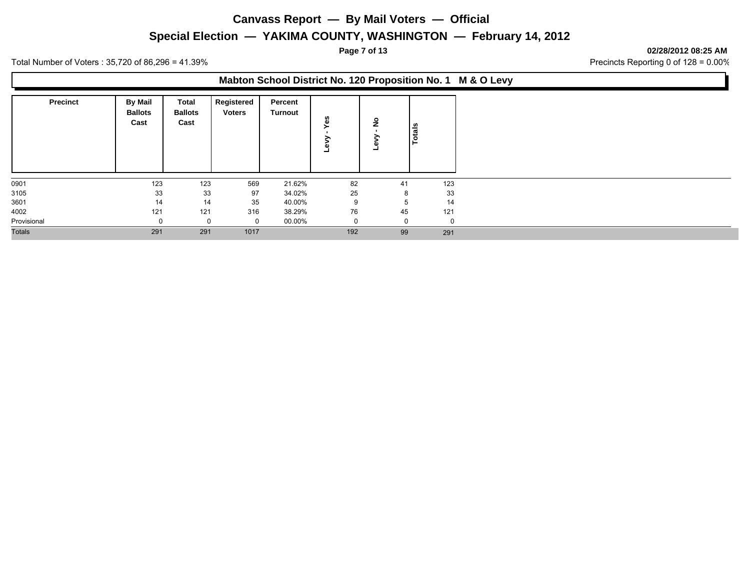# Canvass Report — By Mail Voters — Official

## Special Election — YAKIMA COUNTY, WASHINGTON — February 14, 2012

**02/28/2012 08:25 AM**

Total Number of Voters : 35,720 of 86,296 = 41.39%

Precincts Reporting 0 of 128 = 0.00%

### Mabton School District No. 120 Proposition No. 1 M & O Levy

| Precinct | By Mail Ballots Cast | Total Ballots Cast | Registered Voters | Percent Turnout | Levy - Yes | Levy - No | Totals |
|---|---|---|---|---|---|---|---|
| 0901 | 123 | 123 | 569 | 21.62% | 82 | 41 | 123 |
| 3105 | 33 | 33 | 97 | 34.02% | 25 | 8 | 33 |
| 3601 | 14 | 14 | 35 | 40.00% | 9 | 5 | 14 |
| 4002 | 121 | 121 | 316 | 38.29% | 76 | 45 | 121 |
| Provisional | 0 | 0 | 0 | 00.00% | 0 | 0 | 0 |
| Totals | 291 | 291 | 1017 | | 192 | 99 | 291 |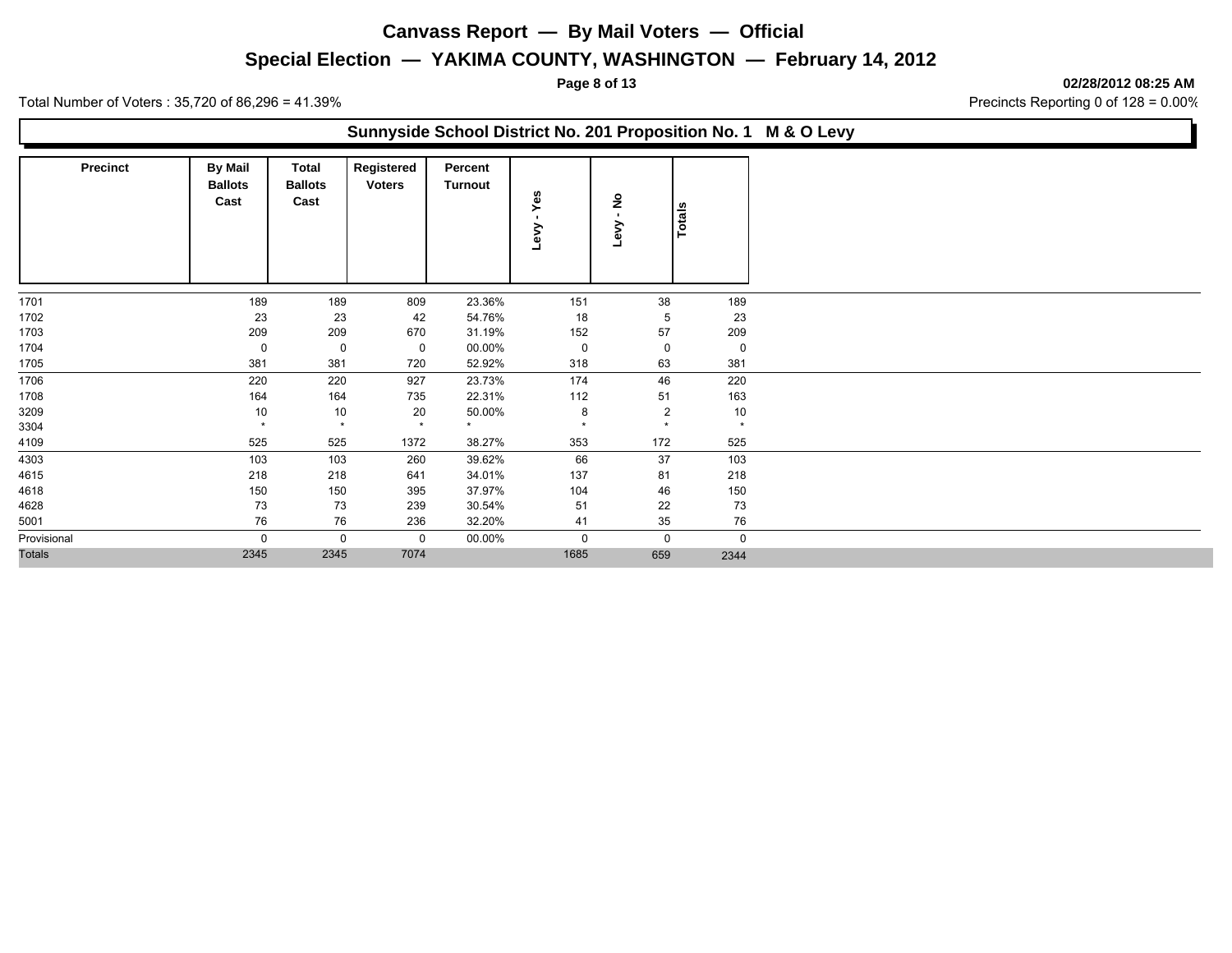# Canvass Report — By Mail Voters — Official

## Special Election — YAKIMA COUNTY, WASHINGTON — February 14, 2012

02/28/2012 08:25 AM

Total Number of Voters : 35,720 of 86,296 = 41.39%

Precincts Reporting 0 of 128 = 0.00%

### Sunnyside School District No. 201 Proposition No. 1 M & O Levy

| Precinct | By Mail Ballots Cast | Total Ballots Cast | Registered Voters | Percent Turnout | Levy - Yes | Levy - No | Totals |
|---|---|---|---|---|---|---|---|
| 1701 | 189 | 189 | 809 | 23.36% | 151 | 38 | 189 |
| 1702 | 23 | 23 | 42 | 54.76% | 18 | 5 | 23 |
| 1703 | 209 | 209 | 670 | 31.19% | 152 | 57 | 209 |
| 1704 | 0 | 0 | 0 | 00.00% | 0 | 0 | 0 |
| 1705 | 381 | 381 | 720 | 52.92% | 318 | 63 | 381 |
| 1706 | 220 | 220 | 927 | 23.73% | 174 | 46 | 220 |
| 1708 | 164 | 164 | 735 | 22.31% | 112 | 51 | 163 |
| 3209 | 10 | 10 | 20 | 50.00% | 8 | 2 | 10 |
| 3304 | * | * | * | * | * | * | * |
| 4109 | 525 | 525 | 1372 | 38.27% | 353 | 172 | 525 |
| 4303 | 103 | 103 | 260 | 39.62% | 66 | 37 | 103 |
| 4615 | 218 | 218 | 641 | 34.01% | 137 | 81 | 218 |
| 4618 | 150 | 150 | 395 | 37.97% | 104 | 46 | 150 |
| 4628 | 73 | 73 | 239 | 30.54% | 51 | 22 | 73 |
| 5001 | 76 | 76 | 236 | 32.20% | 41 | 35 | 76 |
| Provisional | 0 | 0 | 0 | 00.00% | 0 | 0 | 0 |
| Totals | 2345 | 2345 | 7074 | | 1685 | 659 | 2344 |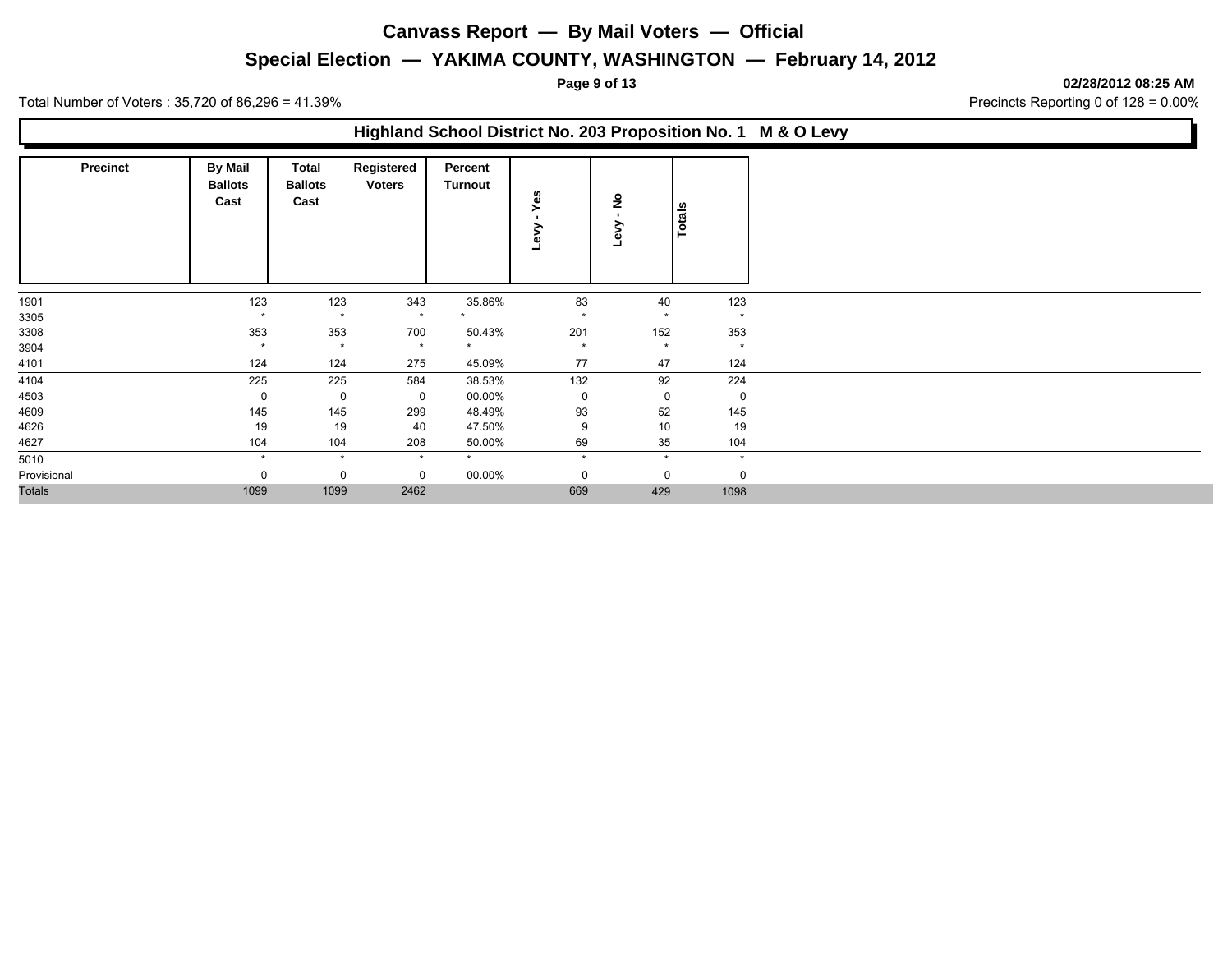# Canvass Report — By Mail Voters — Official

## Special Election — YAKIMA COUNTY, WASHINGTON — February 14, 2012

**02/28/2012 08:25 AM**

Total Number of Voters : 35,720 of 86,296 = 41.39%

Precincts Reporting 0 of 128 = 0.00%

### Highland School District No. 203 Proposition No. 1 M & O Levy

| Precinct | By Mail Ballots Cast | Total Ballots Cast | Registered Voters | Percent Turnout | Levy - Yes | Levy - No | Totals |
|---|---|---|---|---|---|---|---|
| 1901 | 123 | 123 | 343 | 35.86% | 83 | 40 | 123 |
| 3305 | * | * | * | * | * | * | * |
| 3308 | 353 | 353 | 700 | 50.43% | 201 | 152 | 353 |
| 3904 | * | * | * | * | * | * | * |
| 4101 | 124 | 124 | 275 | 45.09% | 77 | 47 | 124 |
| 4104 | 225 | 225 | 584 | 38.53% | 132 | 92 | 224 |
| 4503 | 0 | 0 | 0 | 00.00% | 0 | 0 | 0 |
| 4609 | 145 | 145 | 299 | 48.49% | 93 | 52 | 145 |
| 4626 | 19 | 19 | 40 | 47.50% | 9 | 10 | 19 |
| 4627 | 104 | 104 | 208 | 50.00% | 69 | 35 | 104 |
| 5010 | * | * | * | * | * | * | * |
| Provisional | 0 | 0 | 0 | 00.00% | 0 | 0 | 0 |
| Totals | 1099 | 1099 | 2462 | | 669 | 429 | 1098 |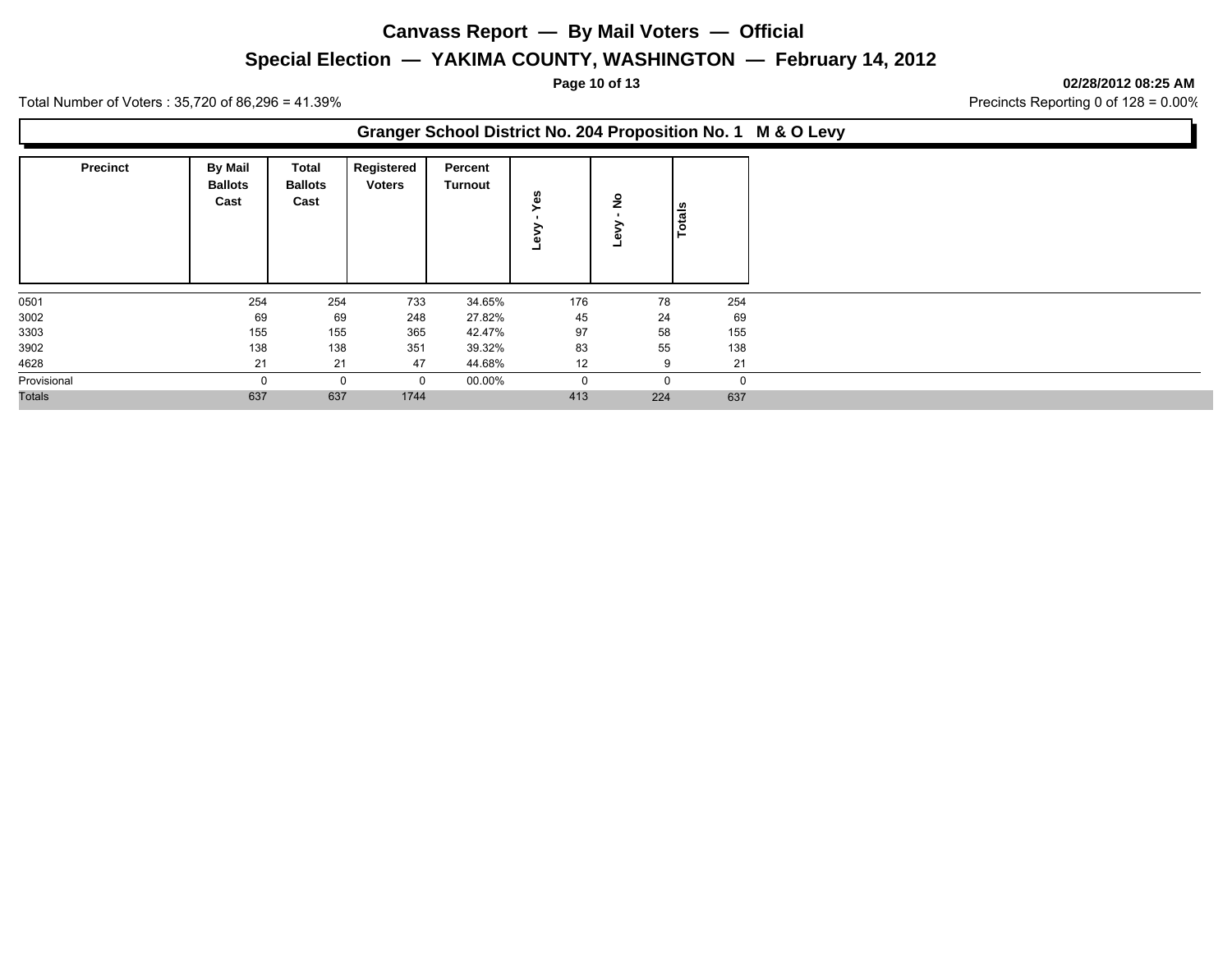# Canvass Report — By Mail Voters — Official

## Special Election — YAKIMA COUNTY, WASHINGTON — February 14, 2012

02/28/2012 08:25 AM

Total Number of Voters : 35,720 of 86,296 = 41.39%

Precincts Reporting 0 of 128 = 0.00%

### Granger School District No. 204 Proposition No. 1 M & O Levy

| Precinct | By Mail Ballots Cast | Total Ballots Cast | Registered Voters | Percent Turnout | Levy - Yes | Levy - No | Totals |
|---|---|---|---|---|---|---|---|
| 0501 | 254 | 254 | 733 | 34.65% | 176 | 78 | 254 |
| 3002 | 69 | 69 | 248 | 27.82% | 45 | 24 | 69 |
| 3303 | 155 | 155 | 365 | 42.47% | 97 | 58 | 155 |
| 3902 | 138 | 138 | 351 | 39.32% | 83 | 55 | 138 |
| 4628 | 21 | 21 | 47 | 44.68% | 12 | 9 | 21 |
| Provisional | 0 | 0 | 0 | 00.00% | 0 | 0 | 0 |
| Totals | 637 | 637 | 1744 | | 413 | 224 | 637 |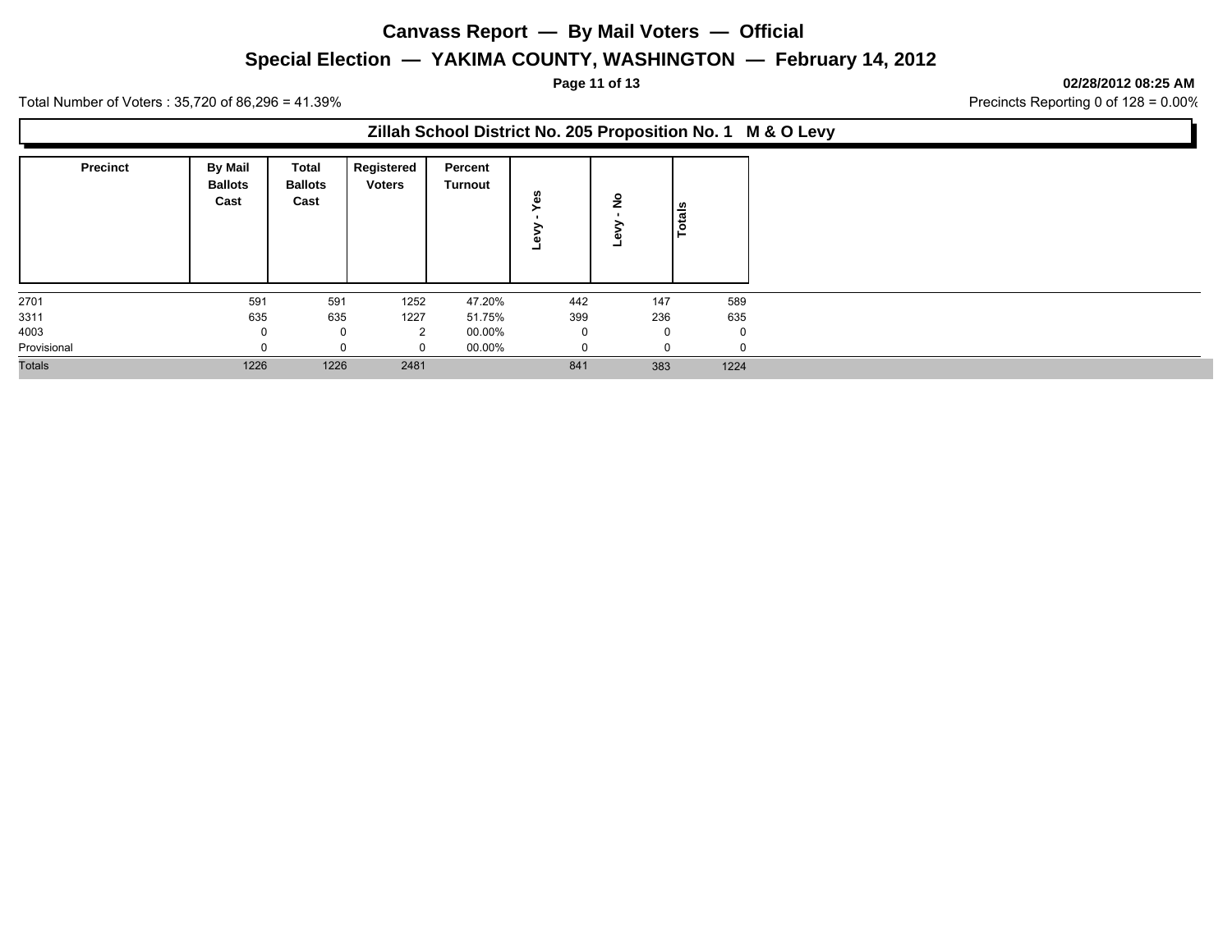# Canvass Report — By Mail Voters — Official

## Special Election — YAKIMA COUNTY, WASHINGTON — February 14, 2012

02/28/2012 08:25 AM

Total Number of Voters : 35,720 of 86,296 = 41.39%

Precincts Reporting 0 of 128 = 0.00%

### Zillah School District No. 205 Proposition No. 1 M & O Levy

| Precinct | By Mail Ballots Cast | Total Ballots Cast | Registered Voters | Percent Turnout | Levy - Yes | Levy - No | Totals |
|---|---|---|---|---|---|---|---|
| 2701 | 591 | 591 | 1252 | 47.20% | 442 | 147 | 589 |
| 3311 | 635 | 635 | 1227 | 51.75% | 399 | 236 | 635 |
| 4003 | 0 | 0 | 2 | 00.00% | 0 | 0 | 0 |
| Provisional | 0 | 0 | 0 | 00.00% | 0 | 0 | 0 |
| Totals | 1226 | 1226 | 2481 | | 841 | 383 | 1224 |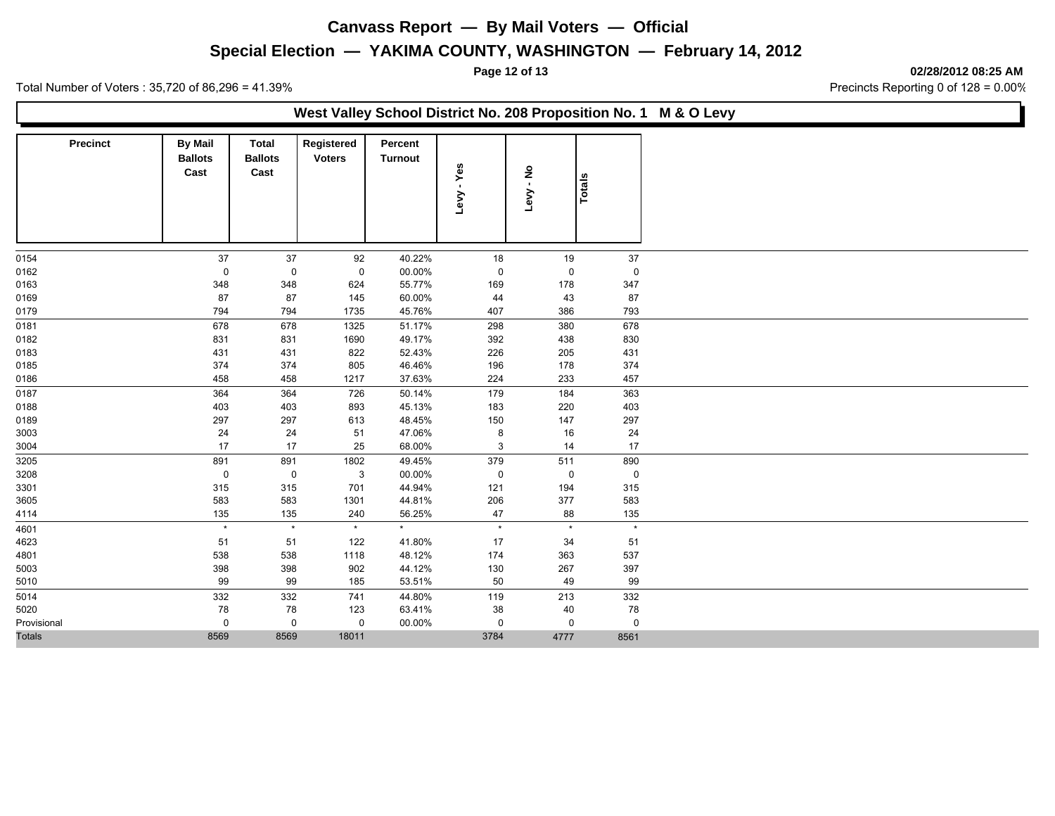# Canvass Report — By Mail Voters — Official

## Special Election — YAKIMA COUNTY, WASHINGTON — February 14, 2012

02/28/2012 08:25 AM

Total Number of Voters : 35,720 of 86,296 = 41.39%

Precincts Reporting 0 of 128 = 0.00%

### West Valley School District No. 208 Proposition No. 1 M & O Levy

| Precinct | By Mail Ballots Cast | Total Ballots Cast | Registered Voters | Percent Turnout | Levy - Yes | Levy - No | Totals |
|---|---|---|---|---|---|---|---|
| 0154 | 37 | 37 | 92 | 40.22% | 18 | 19 | 37 |
| 0162 | 0 | 0 | 0 | 00.00% | 0 | 0 | 0 |
| 0163 | 348 | 348 | 624 | 55.77% | 169 | 178 | 347 |
| 0169 | 87 | 87 | 145 | 60.00% | 44 | 43 | 87 |
| 0179 | 794 | 794 | 1735 | 45.76% | 407 | 386 | 793 |
| 0181 | 678 | 678 | 1325 | 51.17% | 298 | 380 | 678 |
| 0182 | 831 | 831 | 1690 | 49.17% | 392 | 438 | 830 |
| 0183 | 431 | 431 | 822 | 52.43% | 226 | 205 | 431 |
| 0185 | 374 | 374 | 805 | 46.46% | 196 | 178 | 374 |
| 0186 | 458 | 458 | 1217 | 37.63% | 224 | 233 | 457 |
| 0187 | 364 | 364 | 726 | 50.14% | 179 | 184 | 363 |
| 0188 | 403 | 403 | 893 | 45.13% | 183 | 220 | 403 |
| 0189 | 297 | 297 | 613 | 48.45% | 150 | 147 | 297 |
| 3003 | 24 | 24 | 51 | 47.06% | 8 | 16 | 24 |
| 3004 | 17 | 17 | 25 | 68.00% | 3 | 14 | 17 |
| 3205 | 891 | 891 | 1802 | 49.45% | 379 | 511 | 890 |
| 3208 | 0 | 0 | 3 | 00.00% | 0 | 0 | 0 |
| 3301 | 315 | 315 | 701 | 44.94% | 121 | 194 | 315 |
| 3605 | 583 | 583 | 1301 | 44.81% | 206 | 377 | 583 |
| 4114 | 135 | 135 | 240 | 56.25% | 47 | 88 | 135 |
| 4601 | * | * | * | * | * | * | * |
| 4623 | 51 | 51 | 122 | 41.80% | 17 | 34 | 51 |
| 4801 | 538 | 538 | 1118 | 48.12% | 174 | 363 | 537 |
| 5003 | 398 | 398 | 902 | 44.12% | 130 | 267 | 397 |
| 5010 | 99 | 99 | 185 | 53.51% | 50 | 49 | 99 |
| 5014 | 332 | 332 | 741 | 44.80% | 119 | 213 | 332 |
| 5020 | 78 | 78 | 123 | 63.41% | 38 | 40 | 78 |
| Provisional | 0 | 0 | 0 | 00.00% | 0 | 0 | 0 |
| Totals | 8569 | 8569 | 18011 | | 3784 | 4777 | 8561 |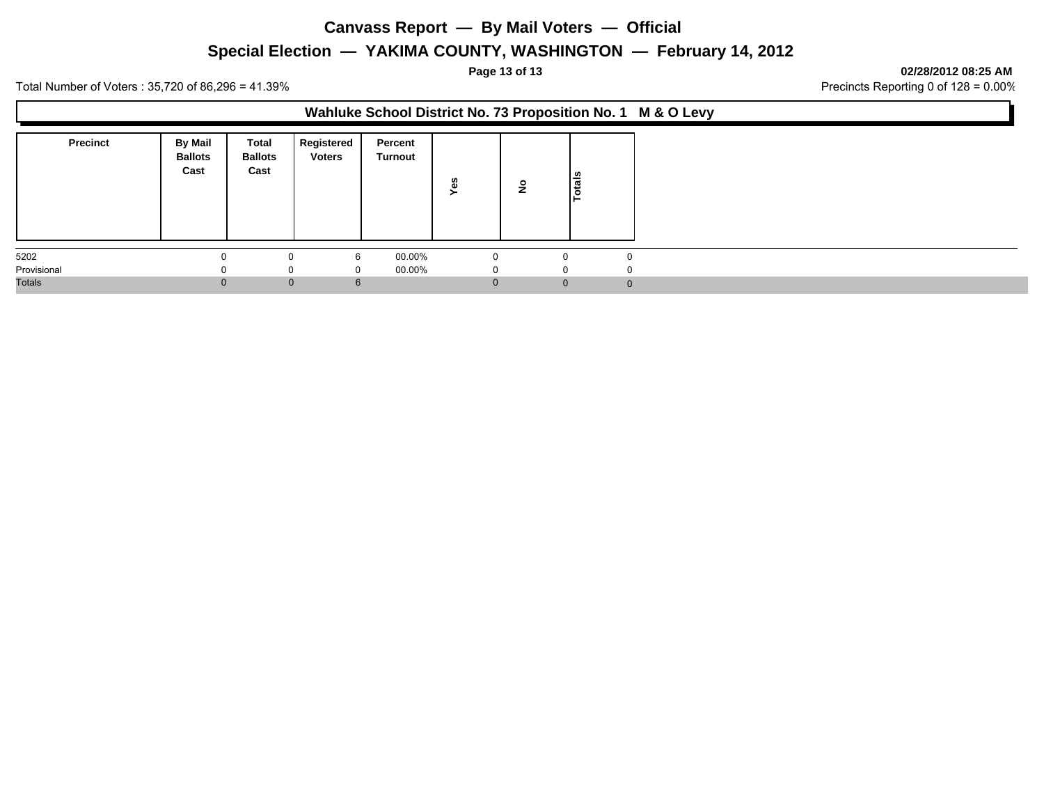# Canvass Report — By Mail Voters — Official

## Special Election — YAKIMA COUNTY, WASHINGTON — February 14, 2012

02/28/2012 08:25 AM

Total Number of Voters : 35,720 of 86,296 = 41.39%

Precincts Reporting 0 of 128 = 0.00%

### Wahluke School District No. 73 Proposition No. 1 M & O Levy

| Precinct | By Mail Ballots Cast | Total Ballots Cast | Registered Voters | Percent Turnout | Yes | No | Totals |
|---|---|---|---|---|---|---|---|
| 5202 | 0 | 0 | 6 | 00.00% | 0 | 0 | 0 |
| Provisional | 0 | 0 | 0 | 00.00% | 0 | 0 | 0 |
| Totals | 0 | 0 | 6 | | 0 | 0 | 0 |